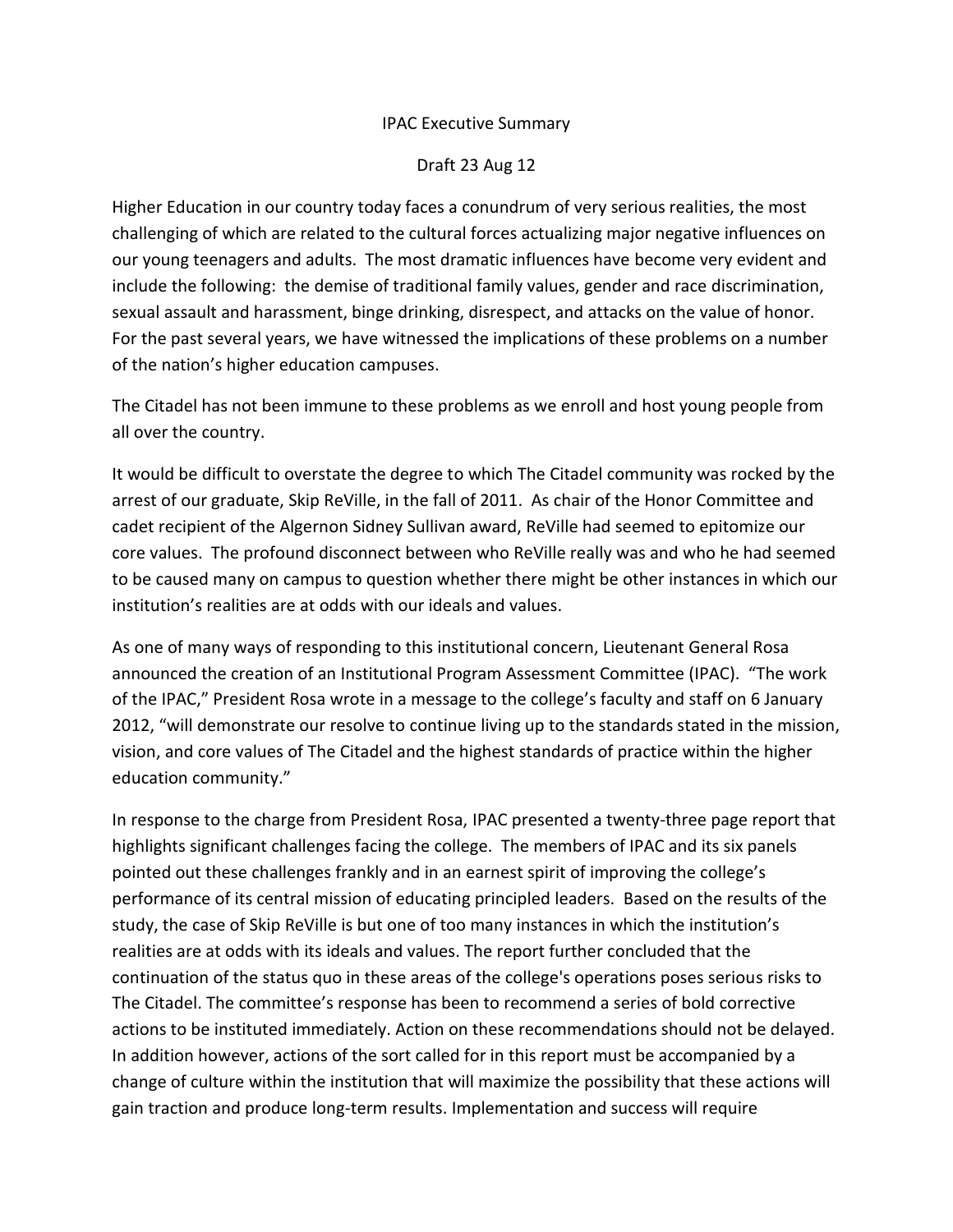IPAC Executive Summary

Draft 23 Aug 12

Higher Education in our country today faces a conundrum of very serious realities, the most challenging of which are related to the cultural forces actualizing major negative influences on our young teenagers and adults. The most dramatic influences have become very evident and include the following: the demise of traditional family values, gender and race discrimination, sexual assault and harassment, binge drinking, disrespect, and attacks on the value of honor. For the past several years, we have witnessed the implications of these problems on a number of the nation's higher education campuses.

The Citadel has not been immune to these problems as we enroll and host young people from all over the country.

It would be difficult to overstate the degree to which The Citadel community was rocked by the arrest of our graduate, Skip ReVille, in the fall of 2011. As chair of the Honor Committee and cadet recipient of the Algernon Sidney Sullivan award, ReVille had seemed to epitomize our core values. The profound disconnect between who ReVille really was and who he had seemed to be caused many on campus to question whether there might be other instances in which our institution's realities are at odds with our ideals and values.

As one of many ways of responding to this institutional concern, Lieutenant General Rosa announced the creation of an Institutional Program Assessment Committee (IPAC). "The work of the IPAC," President Rosa wrote in a message to the college's faculty and staff on 6 January 2012, "will demonstrate our resolve to continue living up to the standards stated in the mission, vision, and core values of The Citadel and the highest standards of practice within the higher education community."

In response to the charge from President Rosa, IPAC presented a twenty-three page report that highlights significant challenges facing the college. The members of IPAC and its six panels pointed out these challenges frankly and in an earnest spirit of improving the college's performance of its central mission of educating principled leaders. Based on the results of the study, the case of Skip ReVille is but one of too many instances in which the institution's realities are at odds with its ideals and values. The report further concluded that the continuation of the status quo in these areas of the college's operations poses serious risks to The Citadel. The committee's response has been to recommend a series of bold corrective actions to be instituted immediately. Action on these recommendations should not be delayed. In addition however, actions of the sort called for in this report must be accompanied by a change of culture within the institution that will maximize the possibility that these actions will gain traction and produce long-term results. Implementation and success will require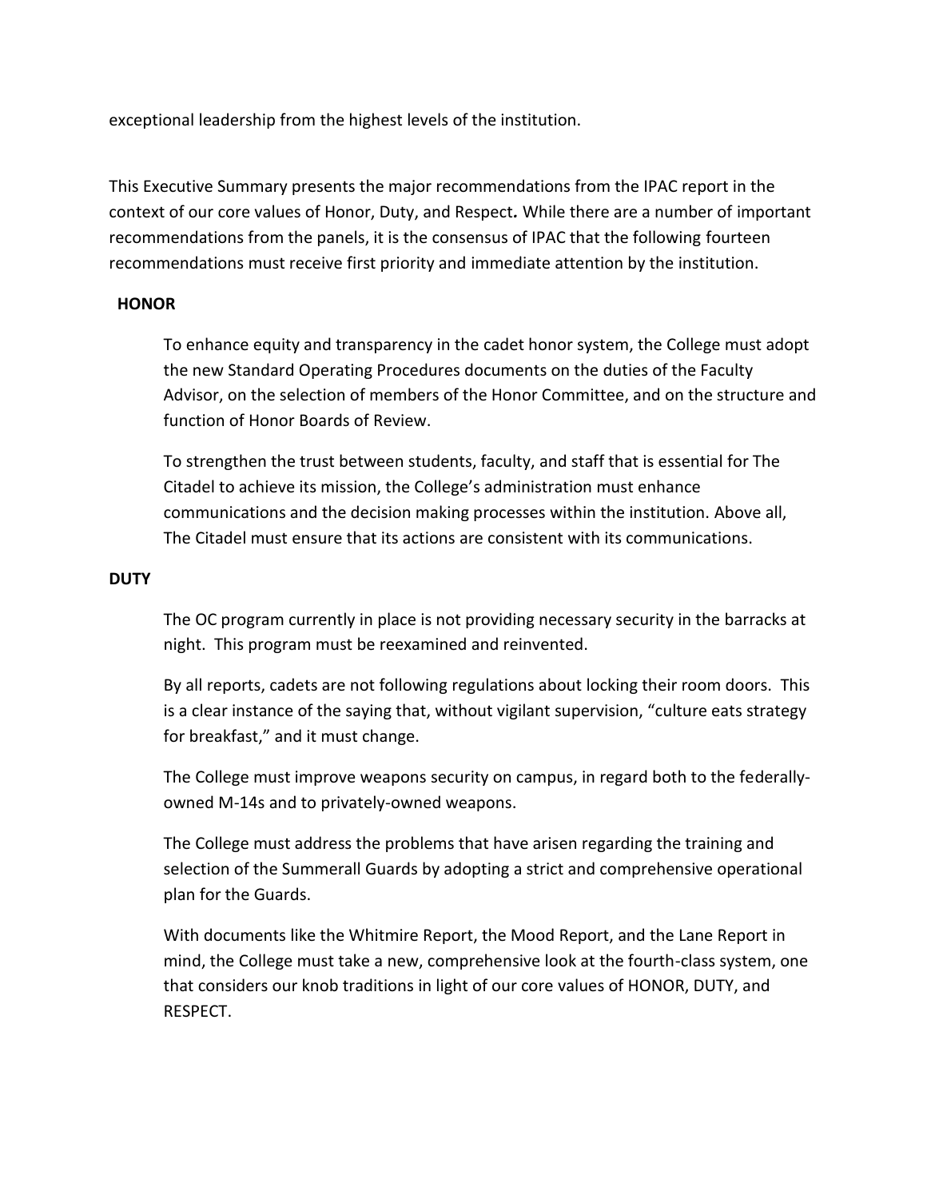exceptional leadership from the highest levels of the institution.

This Executive Summary presents the major recommendations from the IPAC report in the context of our core values of Honor, Duty, and Respect**.** While there are a number of important recommendations from the panels, it is the consensus of IPAC that the following fourteen recommendations must receive first priority and immediate attention by the institution.

**HONOR**

To enhance equity and transparency in the cadet honor system, the College must adopt the new Standard Operating Procedures documents on the duties of the Faculty Advisor, on the selection of members of the Honor Committee, and on the structure and function of Honor Boards of Review.

To strengthen the trust between students, faculty, and staff that is essential for The Citadel to achieve its mission, the College's administration must enhance communications and the decision making processes within the institution. Above all, The Citadel must ensure that its actions are consistent with its communications.

**DUTY**

The OC program currently in place is not providing necessary security in the barracks at night. This program must be reexamined and reinvented.

By all reports, cadets are not following regulations about locking their room doors. This is a clear instance of the saying that, without vigilant supervision, "culture eats strategy for breakfast," and it must change.

The College must improve weapons security on campus, in regard both to the federally-owned M-14s and to privately-owned weapons.

The College must address the problems that have arisen regarding the training and selection of the Summerall Guards by adopting a strict and comprehensive operational plan for the Guards.

With documents like the Whitmire Report, the Mood Report, and the Lane Report in mind, the College must take a new, comprehensive look at the fourth-class system, one that considers our knob traditions in light of our core values of HONOR, DUTY, and RESPECT.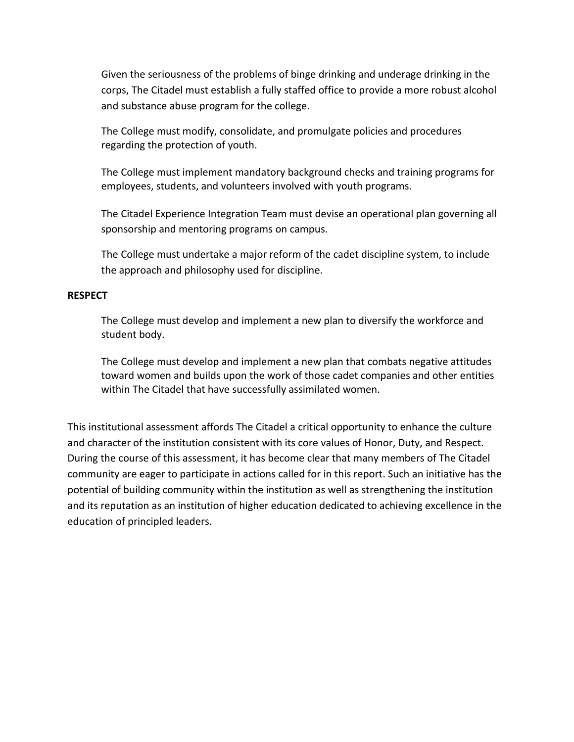Given the seriousness of the problems of binge drinking and underage drinking in the corps, The Citadel must establish a fully staffed office to provide a more robust alcohol and substance abuse program for the college.

The College must modify, consolidate, and promulgate policies and procedures regarding the protection of youth.

The College must implement mandatory background checks and training programs for employees, students, and volunteers involved with youth programs.

The Citadel Experience Integration Team must devise an operational plan governing all sponsorship and mentoring programs on campus.

The College must undertake a major reform of the cadet discipline system, to include the approach and philosophy used for discipline.

**RESPECT**

The College must develop and implement a new plan to diversify the workforce and student body.

The College must develop and implement a new plan that combats negative attitudes toward women and builds upon the work of those cadet companies and other entities within The Citadel that have successfully assimilated women.

This institutional assessment affords The Citadel a critical opportunity to enhance the culture and character of the institution consistent with its core values of Honor, Duty, and Respect. During the course of this assessment, it has become clear that many members of The Citadel community are eager to participate in actions called for in this report. Such an initiative has the potential of building community within the institution as well as strengthening the institution and its reputation as an institution of higher education dedicated to achieving excellence in the education of principled leaders.